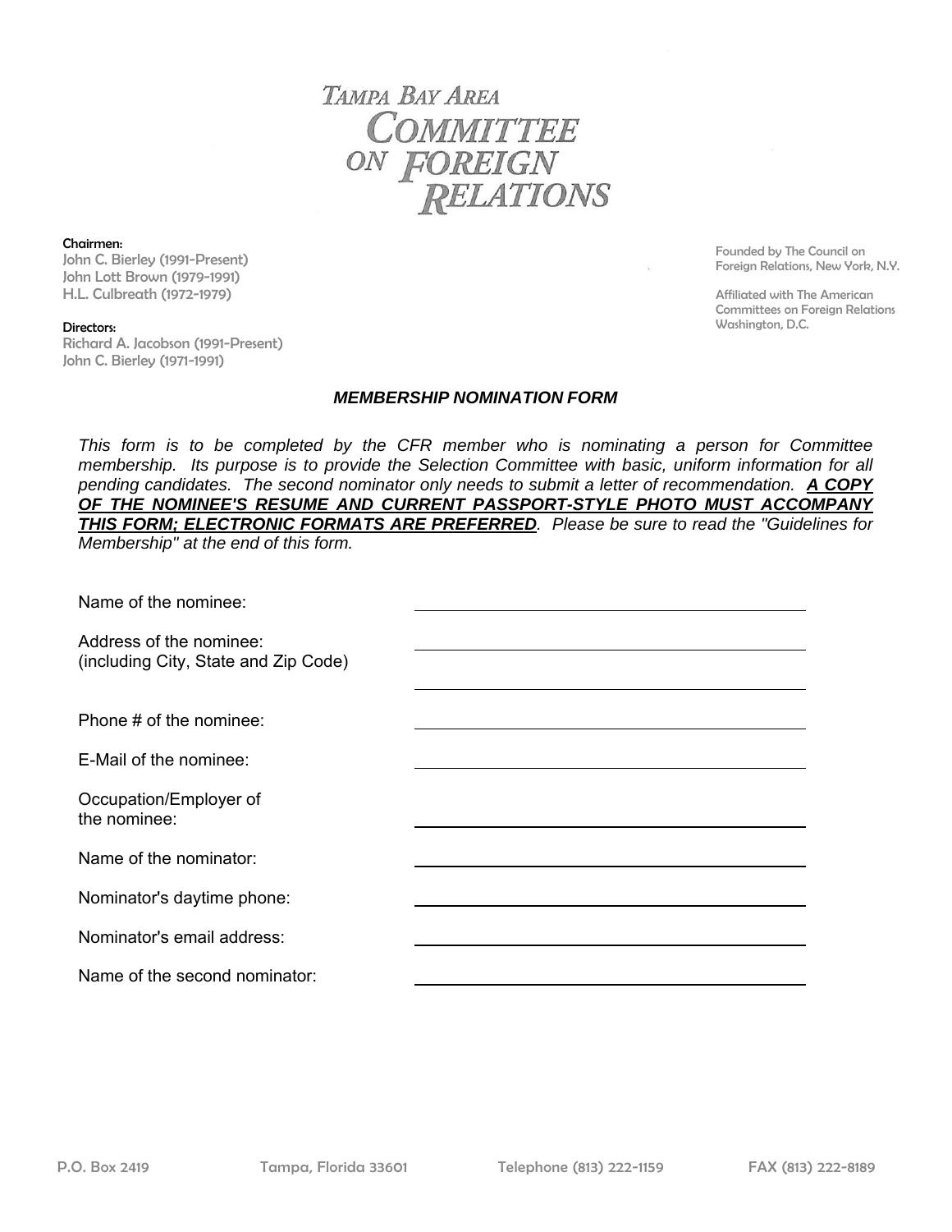# TAMPA BAY AREA COMMITTEE ON FOREIGN RELATIONS

**Chairmen:**
John C. Bierley (1991-Present)
John Lott Brown (1979-1991)
H.L. Culbreath (1972-1979)

**Directors:**
Richard A. Jacobson (1991-Present)
John C. Bierley (1971-1991)

Founded by The Council on Foreign Relations, New York, N.Y.

Affiliated with The American Committees on Foreign Relations Washington, D.C.

## *MEMBERSHIP NOMINATION FORM*

*This form is to be completed by the CFR member who is nominating a person for Committee membership. Its purpose is to provide the Selection Committee with basic, uniform information for all pending candidates. The second nominator only needs to submit a letter of recommendation.* ***A COPY OF THE NOMINEE'S RESUME AND CURRENT PASSPORT-STYLE PHOTO MUST ACCOMPANY THIS FORM; ELECTRONIC FORMATS ARE PREFERRED****. Please be sure to read the "Guidelines for Membership" at the end of this form.*

Name of the nominee: ______________________________

Address of the nominee:
(including City, State and Zip Code) ______________________________

______________________________

Phone # of the nominee: ______________________________

E-Mail of the nominee: ______________________________

Occupation/Employer of the nominee: ______________________________

Name of the nominator: ______________________________

Nominator's daytime phone: ______________________________

Nominator's email address: ______________________________

Name of the second nominator: ______________________________

P.O. Box 2419 Tampa, Florida 33601 Telephone (813) 222-1159 FAX (813) 222-8189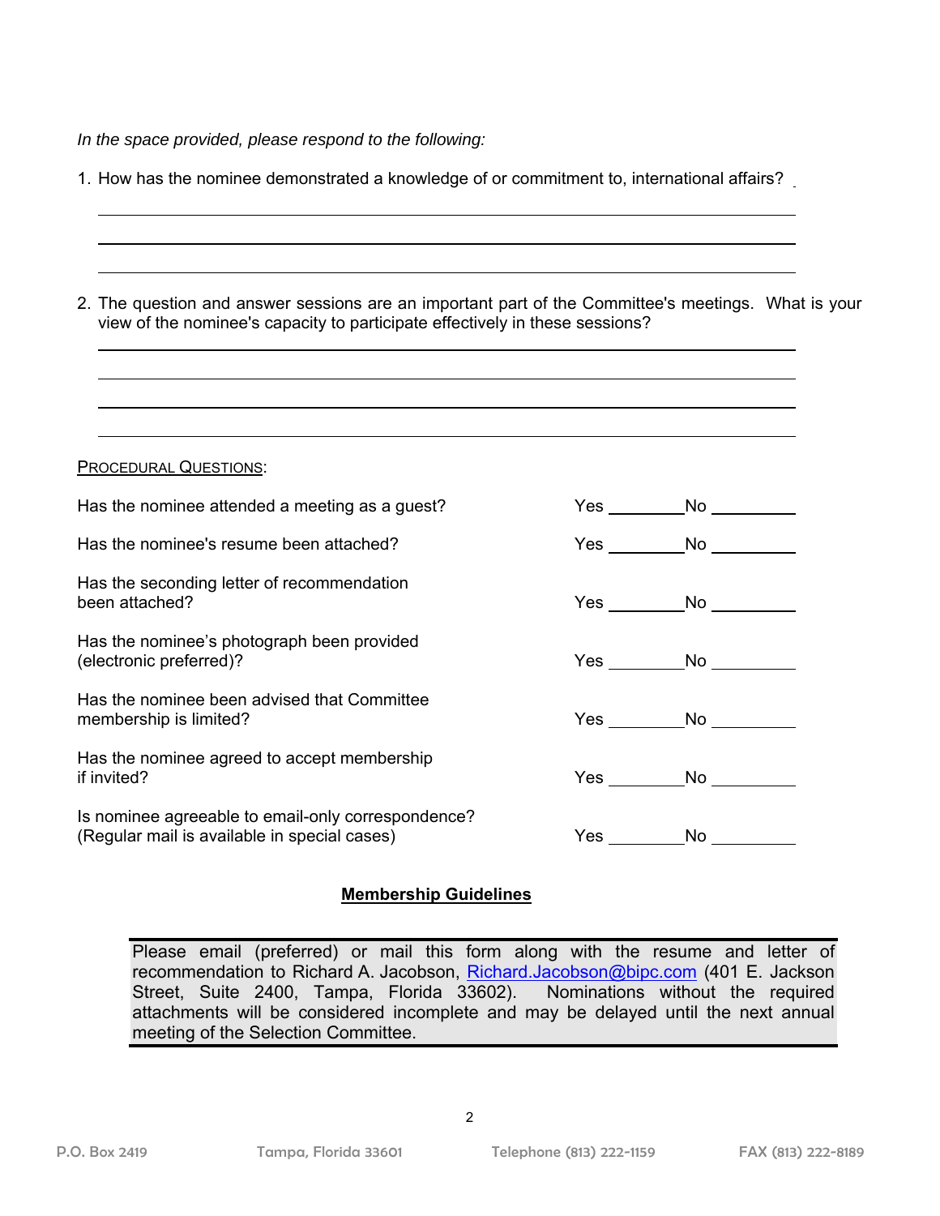*In the space provided, please respond to the following:*

1. How has the nominee demonstrated a knowledge of or commitment to, international affairs? \_\_\_

   \_\_\_\_\_\_\_\_\_\_\_\_\_\_\_\_\_\_\_\_\_\_\_\_\_\_\_\_\_\_\_\_\_\_\_\_\_\_\_\_\_\_\_\_\_\_\_\_\_\_\_\_\_\_\_\_\_\_\_\_

   \_\_\_\_\_\_\_\_\_\_\_\_\_\_\_\_\_\_\_\_\_\_\_\_\_\_\_\_\_\_\_\_\_\_\_\_\_\_\_\_\_\_\_\_\_\_\_\_\_\_\_\_\_\_\_\_\_\_\_\_

   \_\_\_\_\_\_\_\_\_\_\_\_\_\_\_\_\_\_\_\_\_\_\_\_\_\_\_\_\_\_\_\_\_\_\_\_\_\_\_\_\_\_\_\_\_\_\_\_\_\_\_\_\_\_\_\_\_\_\_\_

2. The question and answer sessions are an important part of the Committee's meetings. What is your view of the nominee's capacity to participate effectively in these sessions?

   \_\_\_\_\_\_\_\_\_\_\_\_\_\_\_\_\_\_\_\_\_\_\_\_\_\_\_\_\_\_\_\_\_\_\_\_\_\_\_\_\_\_\_\_\_\_\_\_\_\_\_\_\_\_\_\_\_\_\_\_

   \_\_\_\_\_\_\_\_\_\_\_\_\_\_\_\_\_\_\_\_\_\_\_\_\_\_\_\_\_\_\_\_\_\_\_\_\_\_\_\_\_\_\_\_\_\_\_\_\_\_\_\_\_\_\_\_\_\_\_\_

   \_\_\_\_\_\_\_\_\_\_\_\_\_\_\_\_\_\_\_\_\_\_\_\_\_\_\_\_\_\_\_\_\_\_\_\_\_\_\_\_\_\_\_\_\_\_\_\_\_\_\_\_\_\_\_\_\_\_\_\_

   \_\_\_\_\_\_\_\_\_\_\_\_\_\_\_\_\_\_\_\_\_\_\_\_\_\_\_\_\_\_\_\_\_\_\_\_\_\_\_\_\_\_\_\_\_\_\_\_\_\_\_\_\_\_\_\_\_\_\_\_

<u>PROCEDURAL QUESTIONS</u>:

Has the nominee attended a meeting as a guest? Yes \_\_\_\_\_\_\_\_ No \_\_\_\_\_\_\_\_

Has the nominee's resume been attached? Yes \_\_\_\_\_\_\_\_ No \_\_\_\_\_\_\_\_

Has the seconding letter of recommendation been attached? Yes \_\_\_\_\_\_\_\_ No \_\_\_\_\_\_\_\_

Has the nominee’s photograph been provided (electronic preferred)? Yes \_\_\_\_\_\_\_\_ No \_\_\_\_\_\_\_\_

Has the nominee been advised that Committee membership is limited? Yes \_\_\_\_\_\_\_\_ No \_\_\_\_\_\_\_\_

Has the nominee agreed to accept membership if invited? Yes \_\_\_\_\_\_\_\_ No \_\_\_\_\_\_\_\_

Is nominee agreeable to email-only correspondence? (Regular mail is available in special cases) Yes \_\_\_\_\_\_\_\_ No \_\_\_\_\_\_\_\_

## **Membership Guidelines**

Please email (preferred) or mail this form along with the resume and letter of recommendation to Richard A. Jacobson, Richard.Jacobson@bipc.com (401 E. Jackson Street, Suite 2400, Tampa, Florida 33602). Nominations without the required attachments will be considered incomplete and may be delayed until the next annual meeting of the Selection Committee.

P.O. Box 2419 | Tampa, Florida 33601 | Telephone (813) 222-1159 | FAX (813) 222-8189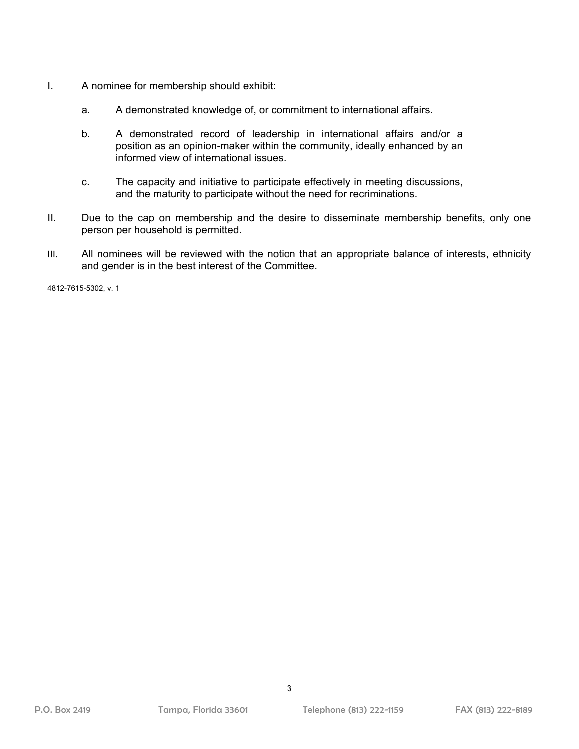I. A nominee for membership should exhibit:

   a. A demonstrated knowledge of, or commitment to international affairs.

   b. A demonstrated record of leadership in international affairs and/or a position as an opinion-maker within the community, ideally enhanced by an informed view of international issues.

   c. The capacity and initiative to participate effectively in meeting discussions, and the maturity to participate without the need for recriminations.

II. Due to the cap on membership and the desire to disseminate membership benefits, only one person per household is permitted.

III. All nominees will be reviewed with the notion that an appropriate balance of interests, ethnicity and gender is in the best interest of the Committee.

4812-7615-5302, v. 1

P.O. Box 2419 Tampa, Florida 33601 Telephone (813) 222-1159 FAX (813) 222-8189